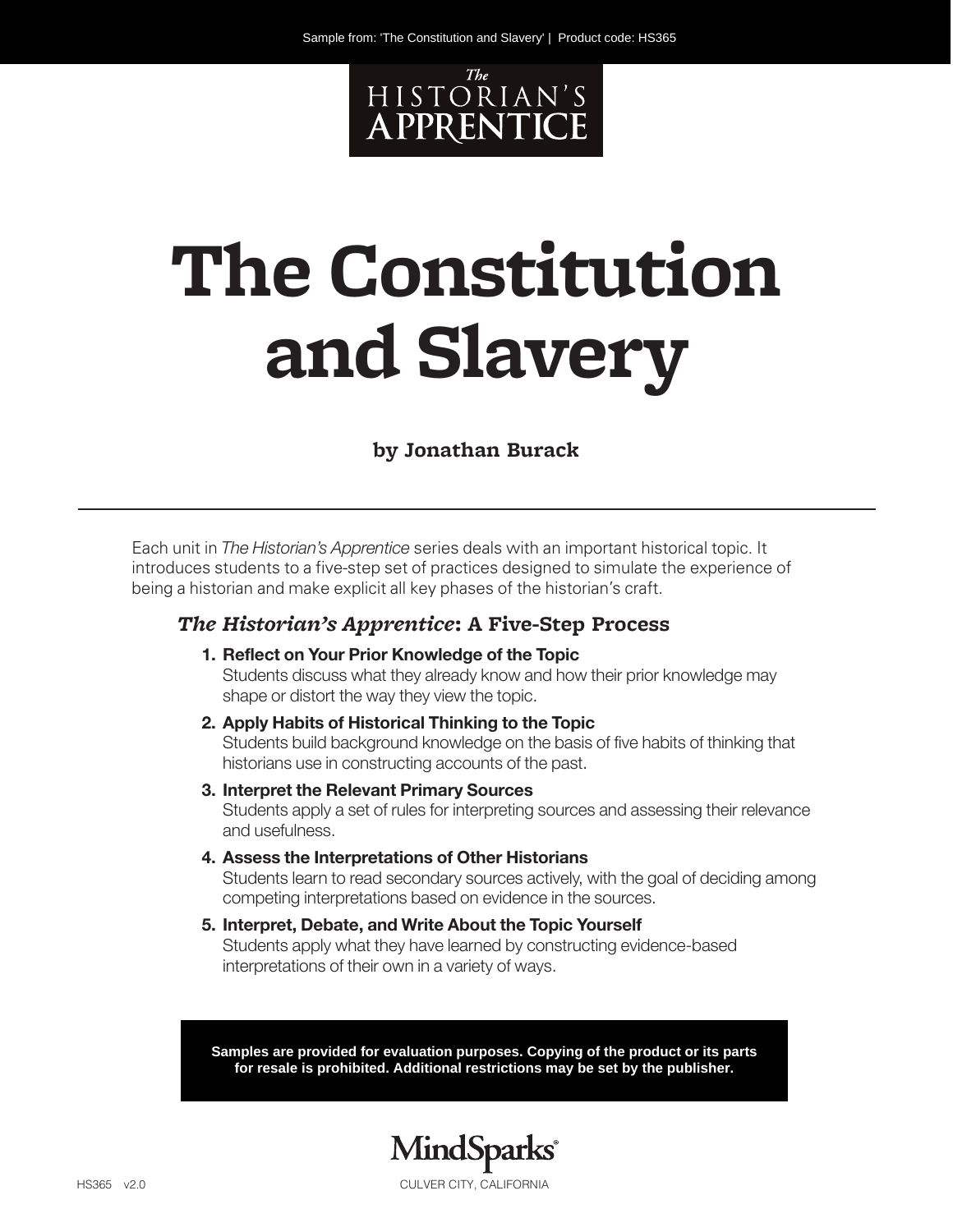Sample from: 'The Constitution and Slavery' | Product code: HS365

The HISTORIAN'S APPRENTICE

# The Constitution and Slavery

**by Jonathan Burack**

---

Each unit in *The Historian's Apprentice* series deals with an important historical topic. It introduces students to a five-step set of practices designed to simulate the experience of being a historian and make explicit all key phases of the historian's craft.

## *The Historian's Apprentice*: A Five-Step Process

1. **Reflect on Your Prior Knowledge of the Topic**
   Students discuss what they already know and how their prior knowledge may shape or distort the way they view the topic.
2. **Apply Habits of Historical Thinking to the Topic**
   Students build background knowledge on the basis of five habits of thinking that historians use in constructing accounts of the past.
3. **Interpret the Relevant Primary Sources**
   Students apply a set of rules for interpreting sources and assessing their relevance and usefulness.
4. **Assess the Interpretations of Other Historians**
   Students learn to read secondary sources actively, with the goal of deciding among competing interpretations based on evidence in the sources.
5. **Interpret, Debate, and Write About the Topic Yourself**
   Students apply what they have learned by constructing evidence-based interpretations of their own in a variety of ways.

**Samples are provided for evaluation purposes. Copying of the product or its parts for resale is prohibited. Additional restrictions may be set by the publisher.**

MindSparks®

CULVER CITY, CALIFORNIA

HS365 v2.0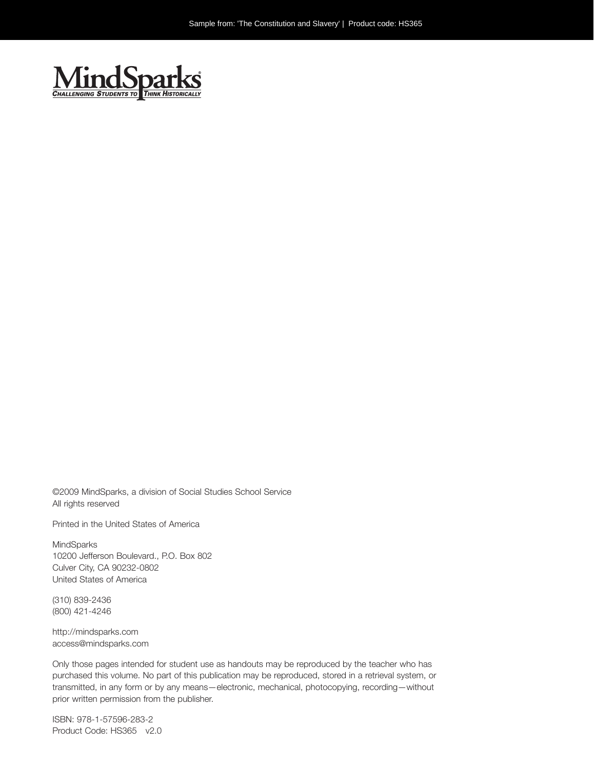MindSparks

CHALLENGING STUDENTS TO THINK HISTORICALLY

©2009 MindSparks, a division of Social Studies School Service
All rights reserved

Printed in the United States of America

MindSparks
10200 Jefferson Boulevard., P.O. Box 802
Culver City, CA 90232-0802
United States of America

(310) 839-2436
(800) 421-4246

http://mindsparks.com
access@mindsparks.com

Only those pages intended for student use as handouts may be reproduced by the teacher who has purchased this volume. No part of this publication may be reproduced, stored in a retrieval system, or transmitted, in any form or by any means—electronic, mechanical, photocopying, recording—without prior written permission from the publisher.

ISBN: 978-1-57596-283-2
Product Code: HS365 v2.0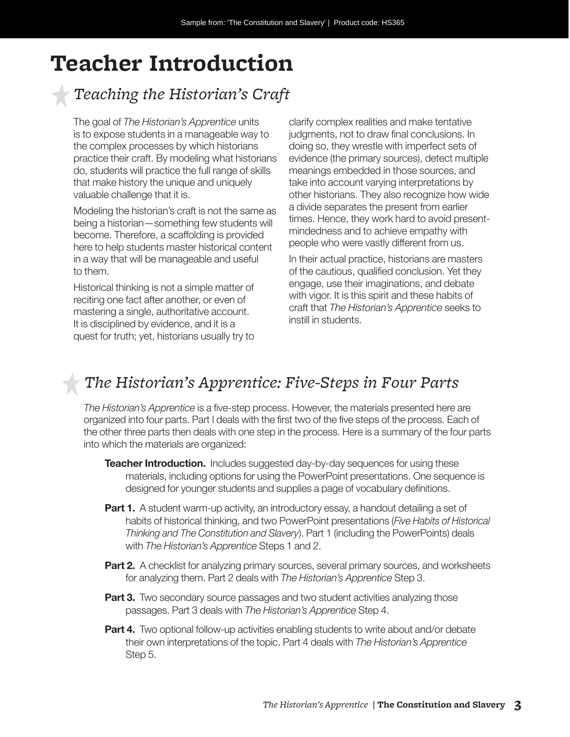# Teacher Introduction

## *Teaching the Historian's Craft*

The goal of *The Historian's Apprentice* units is to expose students in a manageable way to the complex processes by which historians practice their craft. By modeling what historians do, students will practice the full range of skills that make history the unique and uniquely valuable challenge that it is.

Modeling the historian's craft is not the same as being a historian—something few students will become. Therefore, a scaffolding is provided here to help students master historical content in a way that will be manageable and useful to them.

Historical thinking is not a simple matter of reciting one fact after another, or even of mastering a single, authoritative account. It is disciplined by evidence, and it is a quest for truth; yet, historians usually try to clarify complex realities and make tentative judgments, not to draw final conclusions. In doing so, they wrestle with imperfect sets of evidence (the primary sources), detect multiple meanings embedded in those sources, and take into account varying interpretations by other historians. They also recognize how wide a divide separates the present from earlier times. Hence, they work hard to avoid present-mindedness and to achieve empathy with people who were vastly different from us.

In their actual practice, historians are masters of the cautious, qualified conclusion. Yet they engage, use their imaginations, and debate with vigor. It is this spirit and these habits of craft that *The Historian's Apprentice* seeks to instill in students.

## *The Historian's Apprentice: Five-Steps in Four Parts*

*The Historian's Apprentice* is a five-step process. However, the materials presented here are organized into four parts. Part I deals with the first two of the five steps of the process. Each of the other three parts then deals with one step in the process. Here is a summary of the four parts into which the materials are organized:

**Teacher Introduction.** Includes suggested day-by-day sequences for using these materials, including options for using the PowerPoint presentations. One sequence is designed for younger students and supplies a page of vocabulary definitions.

**Part 1.** A student warm-up activity, an introductory essay, a handout detailing a set of habits of historical thinking, and two PowerPoint presentations (*Five Habits of Historical Thinking and The Constitution and Slavery*). Part 1 (including the PowerPoints) deals with *The Historian's Apprentice* Steps 1 and 2.

**Part 2.** A checklist for analyzing primary sources, several primary sources, and worksheets for analyzing them. Part 2 deals with *The Historian's Apprentice* Step 3.

**Part 3.** Two secondary source passages and two student activities analyzing those passages. Part 3 deals with *The Historian's Apprentice* Step 4.

**Part 4.** Two optional follow-up activities enabling students to write about and/or debate their own interpretations of the topic. Part 4 deals with *The Historian's Apprentice* Step 5.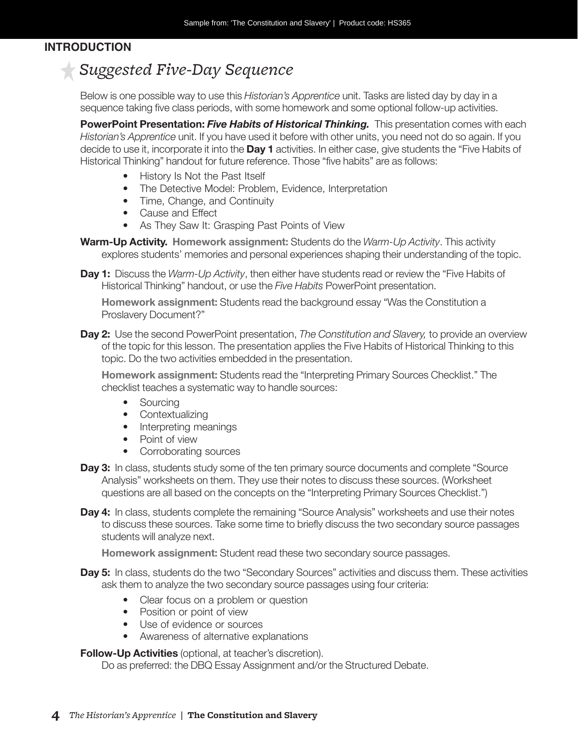## INTRODUCTION

# Suggested Five-Day Sequence

Below is one possible way to use this *Historian's Apprentice* unit. Tasks are listed day by day in a sequence taking five class periods, with some homework and some optional follow-up activities.

**PowerPoint Presentation: *Five Habits of Historical Thinking.*** This presentation comes with each *Historian's Apprentice* unit. If you have used it before with other units, you need not do so again. If you decide to use it, incorporate it into the **Day 1** activities. In either case, give students the "Five Habits of Historical Thinking" handout for future reference. Those "five habits" are as follows:

- History Is Not the Past Itself
- The Detective Model: Problem, Evidence, Interpretation
- Time, Change, and Continuity
- Cause and Effect
- As They Saw It: Grasping Past Points of View

**Warm-Up Activity.** **Homework assignment:** Students do the *Warm-Up Activity*. This activity explores students' memories and personal experiences shaping their understanding of the topic.

**Day 1:** Discuss the *Warm-Up Activity*, then either have students read or review the "Five Habits of Historical Thinking" handout, or use the *Five Habits* PowerPoint presentation.

**Homework assignment:** Students read the background essay "Was the Constitution a Proslavery Document?"

**Day 2:** Use the second PowerPoint presentation, *The Constitution and Slavery,* to provide an overview of the topic for this lesson. The presentation applies the Five Habits of Historical Thinking to this topic. Do the two activities embedded in the presentation.

**Homework assignment:** Students read the "Interpreting Primary Sources Checklist." The checklist teaches a systematic way to handle sources:

- Sourcing
- Contextualizing
- Interpreting meanings
- Point of view
- Corroborating sources

**Day 3:** In class, students study some of the ten primary source documents and complete "Source Analysis" worksheets on them. They use their notes to discuss these sources. (Worksheet questions are all based on the concepts on the "Interpreting Primary Sources Checklist.")

**Day 4:** In class, students complete the remaining "Source Analysis" worksheets and use their notes to discuss these sources. Take some time to briefly discuss the two secondary source passages students will analyze next.

**Homework assignment:** Student read these two secondary source passages.

**Day 5:** In class, students do the two "Secondary Sources" activities and discuss them. These activities ask them to analyze the two secondary source passages using four criteria:

- Clear focus on a problem or question
- Position or point of view
- Use of evidence or sources
- Awareness of alternative explanations

**Follow-Up Activities** (optional, at teacher's discretion).
Do as preferred: the DBQ Essay Assignment and/or the Structured Debate.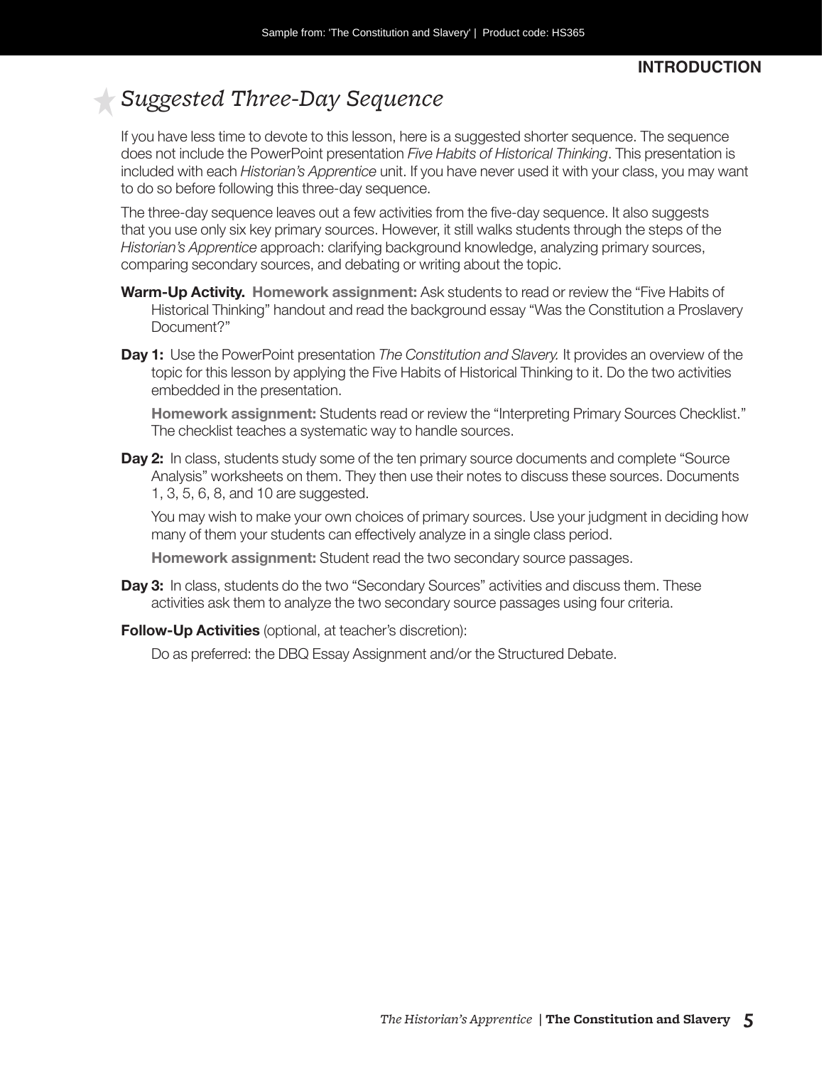## Suggested Three-Day Sequence

If you have less time to devote to this lesson, here is a suggested shorter sequence. The sequence does not include the PowerPoint presentation *Five Habits of Historical Thinking*. This presentation is included with each *Historian's Apprentice* unit. If you have never used it with your class, you may want to do so before following this three-day sequence.

The three-day sequence leaves out a few activities from the five-day sequence. It also suggests that you use only six key primary sources. However, it still walks students through the steps of the *Historian's Apprentice* approach: clarifying background knowledge, analyzing primary sources, comparing secondary sources, and debating or writing about the topic.

**Warm-Up Activity.** **Homework assignment:** Ask students to read or review the "Five Habits of Historical Thinking" handout and read the background essay "Was the Constitution a Proslavery Document?"

**Day 1:** Use the PowerPoint presentation *The Constitution and Slavery.* It provides an overview of the topic for this lesson by applying the Five Habits of Historical Thinking to it. Do the two activities embedded in the presentation.

**Homework assignment:** Students read or review the "Interpreting Primary Sources Checklist." The checklist teaches a systematic way to handle sources.

**Day 2:** In class, students study some of the ten primary source documents and complete "Source Analysis" worksheets on them. They then use their notes to discuss these sources. Documents 1, 3, 5, 6, 8, and 10 are suggested.

You may wish to make your own choices of primary sources. Use your judgment in deciding how many of them your students can effectively analyze in a single class period.

**Homework assignment:** Student read the two secondary source passages.

**Day 3:** In class, students do the two "Secondary Sources" activities and discuss them. These activities ask them to analyze the two secondary source passages using four criteria.

**Follow-Up Activities** (optional, at teacher's discretion):

Do as preferred: the DBQ Essay Assignment and/or the Structured Debate.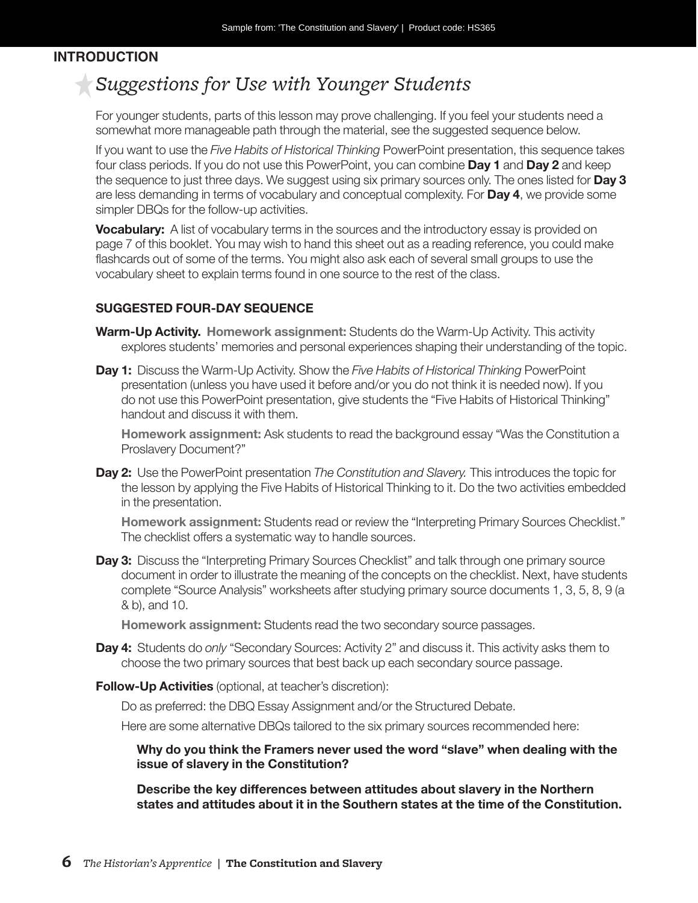## INTRODUCTION

# *Suggestions for Use with Younger Students*

For younger students, parts of this lesson may prove challenging. If you feel your students need a somewhat more manageable path through the material, see the suggested sequence below.

If you want to use the *Five Habits of Historical Thinking* PowerPoint presentation, this sequence takes four class periods. If you do not use this PowerPoint, you can combine **Day 1** and **Day 2** and keep the sequence to just three days. We suggest using six primary sources only. The ones listed for **Day 3** are less demanding in terms of vocabulary and conceptual complexity. For **Day 4**, we provide some simpler DBQs for the follow-up activities.

**Vocabulary:** A list of vocabulary terms in the sources and the introductory essay is provided on page 7 of this booklet. You may wish to hand this sheet out as a reading reference, you could make flashcards out of some of the terms. You might also ask each of several small groups to use the vocabulary sheet to explain terms found in one source to the rest of the class.

### SUGGESTED FOUR-DAY SEQUENCE

**Warm-Up Activity. Homework assignment:** Students do the Warm-Up Activity. This activity explores students' memories and personal experiences shaping their understanding of the topic.

**Day 1:** Discuss the Warm-Up Activity. Show the *Five Habits of Historical Thinking* PowerPoint presentation (unless you have used it before and/or you do not think it is needed now). If you do not use this PowerPoint presentation, give students the "Five Habits of Historical Thinking" handout and discuss it with them.

**Homework assignment:** Ask students to read the background essay "Was the Constitution a Proslavery Document?"

**Day 2:** Use the PowerPoint presentation *The Constitution and Slavery.* This introduces the topic for the lesson by applying the Five Habits of Historical Thinking to it. Do the two activities embedded in the presentation.

**Homework assignment:** Students read or review the "Interpreting Primary Sources Checklist." The checklist offers a systematic way to handle sources.

**Day 3:** Discuss the "Interpreting Primary Sources Checklist" and talk through one primary source document in order to illustrate the meaning of the concepts on the checklist. Next, have students complete "Source Analysis" worksheets after studying primary source documents 1, 3, 5, 8, 9 (a & b), and 10.

**Homework assignment:** Students read the two secondary source passages.

**Day 4:** Students do *only* "Secondary Sources: Activity 2" and discuss it. This activity asks them to choose the two primary sources that best back up each secondary source passage.

**Follow-Up Activities** (optional, at teacher's discretion):

Do as preferred: the DBQ Essay Assignment and/or the Structured Debate.

Here are some alternative DBQs tailored to the six primary sources recommended here:

**Why do you think the Framers never used the word "slave" when dealing with the issue of slavery in the Constitution?**

**Describe the key differences between attitudes about slavery in the Northern states and attitudes about it in the Southern states at the time of the Constitution.**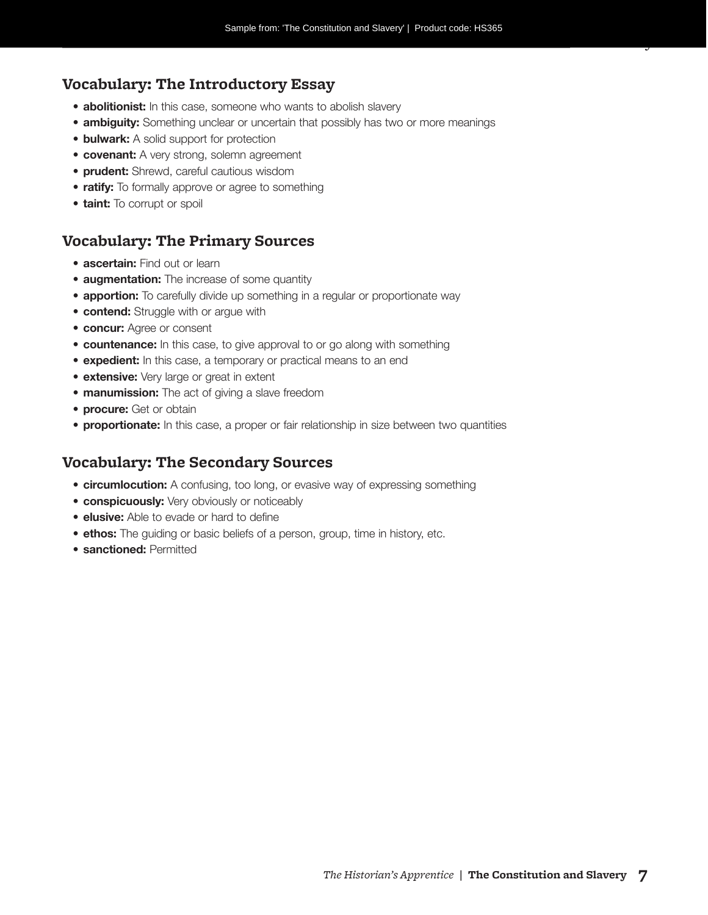## Vocabulary: The Introductory Essay

- **abolitionist:** In this case, someone who wants to abolish slavery
- **ambiguity:** Something unclear or uncertain that possibly has two or more meanings
- **bulwark:** A solid support for protection
- **covenant:** A very strong, solemn agreement
- **prudent:** Shrewd, careful cautious wisdom
- **ratify:** To formally approve or agree to something
- **taint:** To corrupt or spoil

## Vocabulary: The Primary Sources

- **ascertain:** Find out or learn
- **augmentation:** The increase of some quantity
- **apportion:** To carefully divide up something in a regular or proportionate way
- **contend:** Struggle with or argue with
- **concur:** Agree or consent
- **countenance:** In this case, to give approval to or go along with something
- **expedient:** In this case, a temporary or practical means to an end
- **extensive:** Very large or great in extent
- **manumission:** The act of giving a slave freedom
- **procure:** Get or obtain
- **proportionate:** In this case, a proper or fair relationship in size between two quantities

## Vocabulary: The Secondary Sources

- **circumlocution:** A confusing, too long, or evasive way of expressing something
- **conspicuously:** Very obviously or noticeably
- **elusive:** Able to evade or hard to define
- **ethos:** The guiding or basic beliefs of a person, group, time in history, etc.
- **sanctioned:** Permitted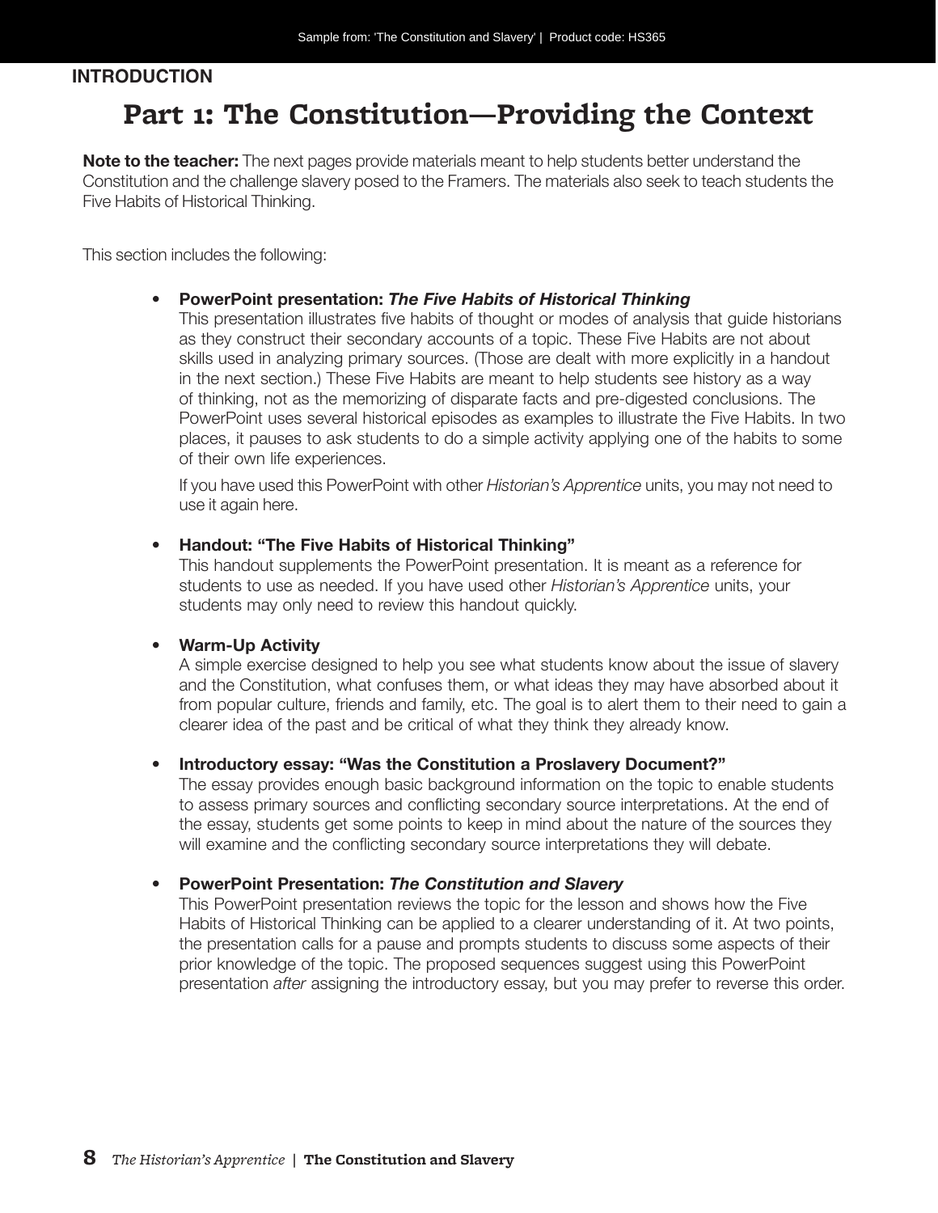**INTRODUCTION**

# Part 1: The Constitution—Providing the Context

**Note to the teacher:** The next pages provide materials meant to help students better understand the Constitution and the challenge slavery posed to the Framers. The materials also seek to teach students the Five Habits of Historical Thinking.

This section includes the following:

- **PowerPoint presentation: *The Five Habits of Historical Thinking***
  This presentation illustrates five habits of thought or modes of analysis that guide historians as they construct their secondary accounts of a topic. These Five Habits are not about skills used in analyzing primary sources. (Those are dealt with more explicitly in a handout in the next section.) These Five Habits are meant to help students see history as a way of thinking, not as the memorizing of disparate facts and pre-digested conclusions. The PowerPoint uses several historical episodes as examples to illustrate the Five Habits. In two places, it pauses to ask students to do a simple activity applying one of the habits to some of their own life experiences.

  If you have used this PowerPoint with other *Historian's Apprentice* units, you may not need to use it again here.

- **Handout: "The Five Habits of Historical Thinking"**
  This handout supplements the PowerPoint presentation. It is meant as a reference for students to use as needed. If you have used other *Historian's Apprentice* units, your students may only need to review this handout quickly.

- **Warm-Up Activity**
  A simple exercise designed to help you see what students know about the issue of slavery and the Constitution, what confuses them, or what ideas they may have absorbed about it from popular culture, friends and family, etc. The goal is to alert them to their need to gain a clearer idea of the past and be critical of what they think they already know.

- **Introductory essay: "Was the Constitution a Proslavery Document?"**
  The essay provides enough basic background information on the topic to enable students to assess primary sources and conflicting secondary source interpretations. At the end of the essay, students get some points to keep in mind about the nature of the sources they will examine and the conflicting secondary source interpretations they will debate.

- **PowerPoint Presentation: *The Constitution and Slavery***
  This PowerPoint presentation reviews the topic for the lesson and shows how the Five Habits of Historical Thinking can be applied to a clearer understanding of it. At two points, the presentation calls for a pause and prompts students to discuss some aspects of their prior knowledge of the topic. The proposed sequences suggest using this PowerPoint presentation *after* assigning the introductory essay, but you may prefer to reverse this order.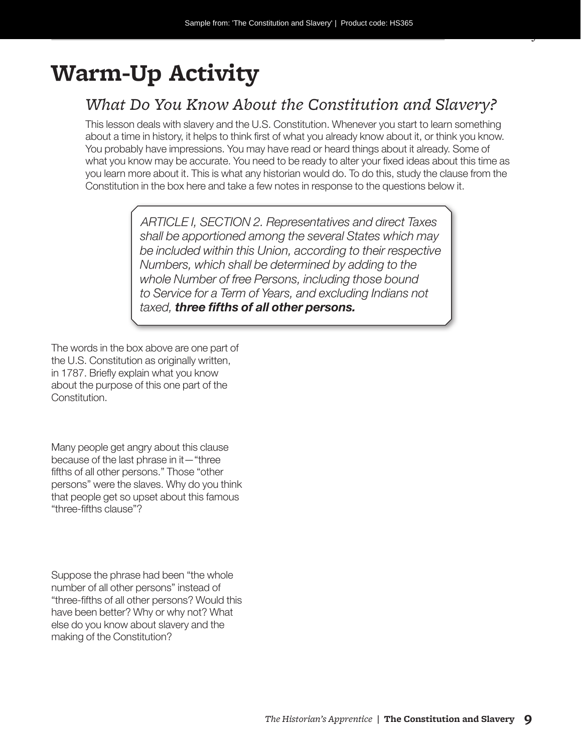# Warm-Up Activity

## *What Do You Know About the Constitution and Slavery?*

This lesson deals with slavery and the U.S. Constitution. Whenever you start to learn something about a time in history, it helps to think first of what you already know about it, or think you know. You probably have impressions. You may have read or heard things about it already. Some of what you know may be accurate. You need to be ready to alter your fixed ideas about this time as you learn more about it. This is what any historian would do. To do this, study the clause from the Constitution in the box here and take a few notes in response to the questions below it.

> *ARTICLE I, SECTION 2. Representatives and direct Taxes shall be apportioned among the several States which may be included within this Union, according to their respective Numbers, which shall be determined by adding to the whole Number of free Persons, including those bound to Service for a Term of Years, and excluding Indians not taxed,* ***three fifths of all other persons.***

The words in the box above are one part of the U.S. Constitution as originally written, in 1787. Briefly explain what you know about the purpose of this one part of the Constitution.

Many people get angry about this clause because of the last phrase in it—"three fifths of all other persons." Those "other persons" were the slaves. Why do you think that people get so upset about this famous "three-fifths clause"?

Suppose the phrase had been "the whole number of all other persons" instead of "three-fifths of all other persons? Would this have been better? Why or why not? What else do you know about slavery and the making of the Constitution?